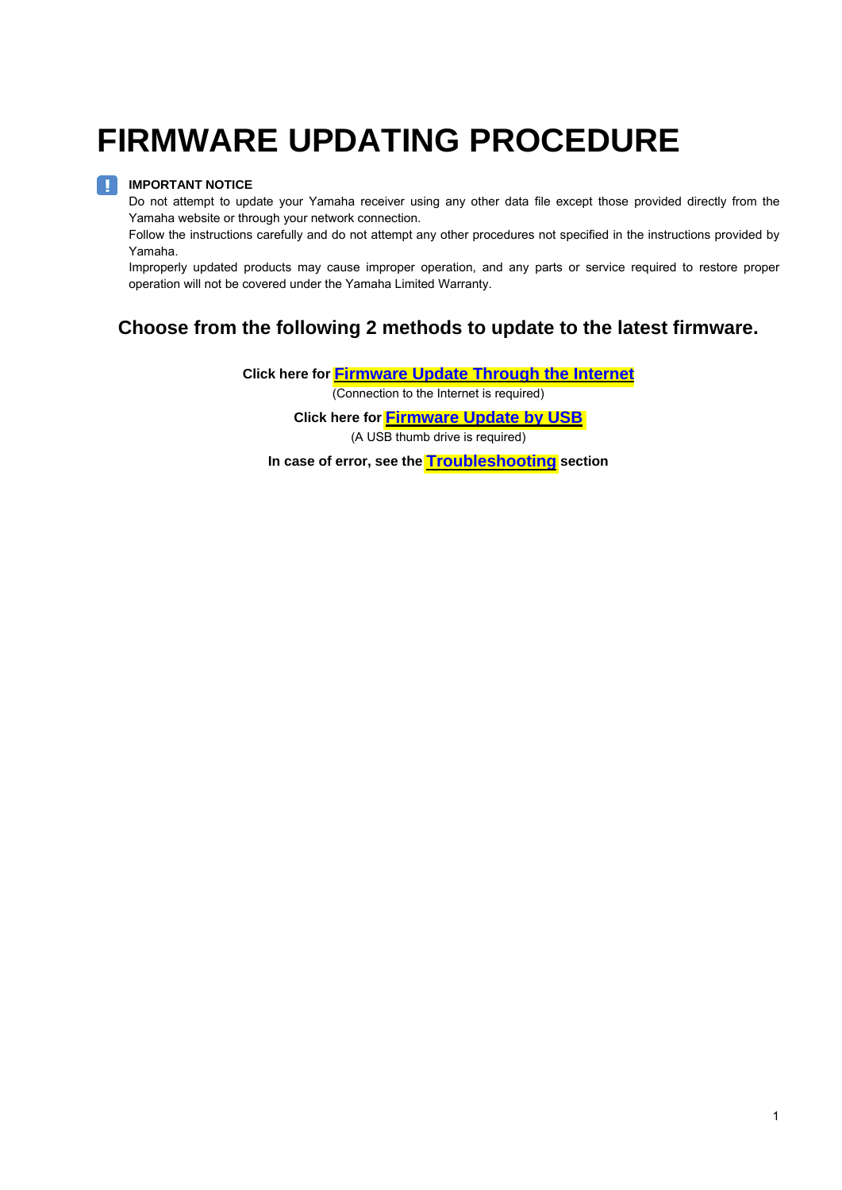# FIRMWARE UPDATING PROCEDURE

**IMPORTANT NOTICE**

Do not attempt to update your Yamaha receiver using any other data file except those provided directly from the Yamaha website or through your network connection.

Follow the instructions carefully and do not attempt any other procedures not specified in the instructions provided by Yamaha.

Improperly updated products may cause improper operation, and any parts or service required to restore proper operation will not be covered under the Yamaha Limited Warranty.

## Choose from the following 2 methods to update to the latest firmware.

**Click here for Firmware Update Through the Internet**

(Connection to the Internet is required)

**Click here for Firmware Update by USB**

(A USB thumb drive is required)

**In case of error, see the Troubleshooting section**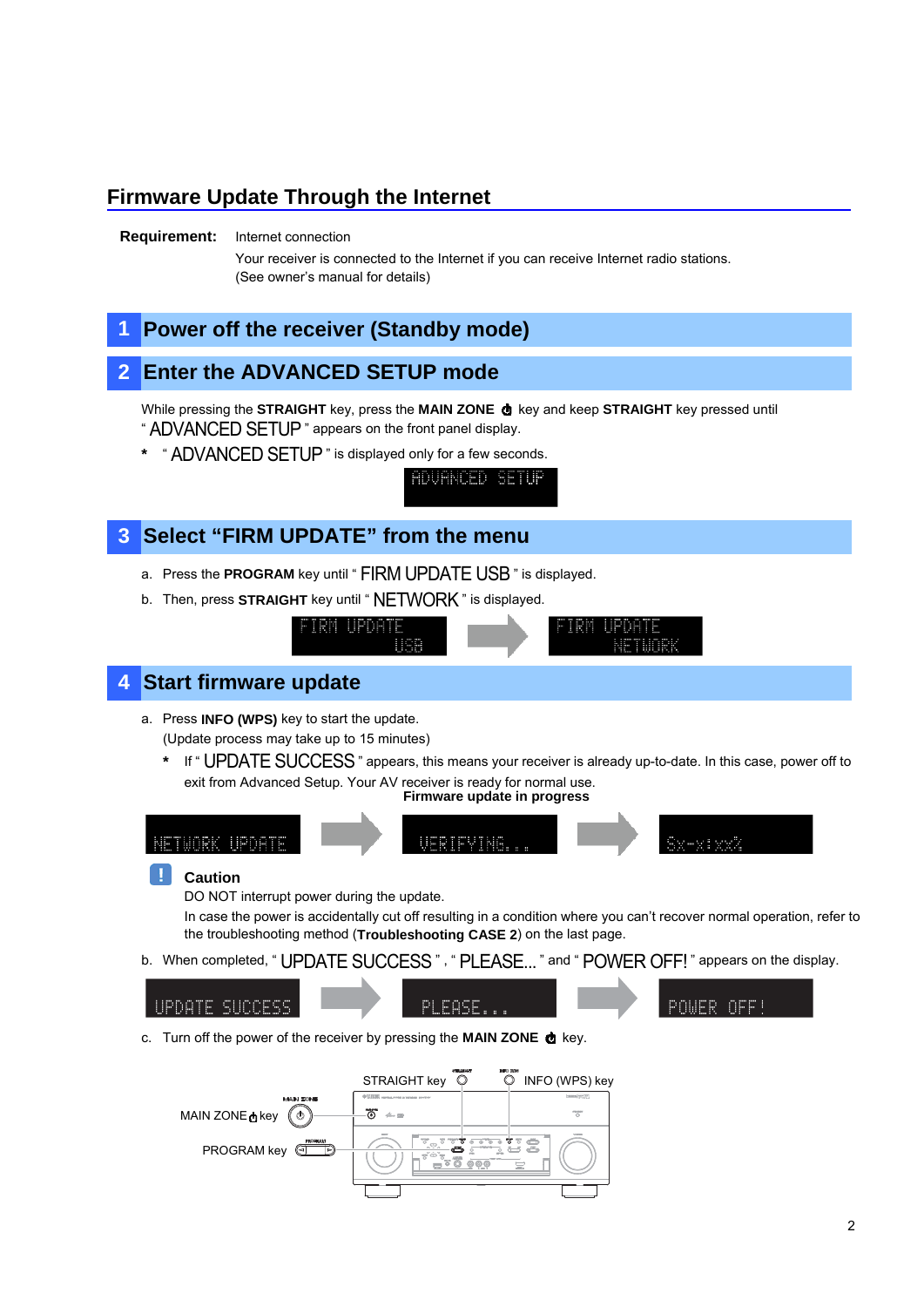## Firmware Update Through the Internet

**Requirement:** Internet connection

Your receiver is connected to the Internet if you can receive Internet radio stations.
(See owner's manual for details)

### 1 Power off the receiver (Standby mode)

### 2 Enter the ADVANCED SETUP mode

While pressing the **STRAIGHT** key, press the **MAIN ZONE ⏻** key and keep **STRAIGHT** key pressed until " ADVANCED SETUP " appears on the front panel display.

\* " ADVANCED SETUP " is displayed only for a few seconds.

ADVANCED SETUP

### 3 Select "FIRM UPDATE" from the menu

a. Press the **PROGRAM** key until " FIRM UPDATE USB " is displayed.

b. Then, press **STRAIGHT** key until " NETWORK " is displayed.

FIRM UPDATE USB → FIRM UPDATE NETWORK

### 4 Start firmware update

a. Press **INFO (WPS)** key to start the update.
(Update process may take up to 15 minutes)

\* If " UPDATE SUCCESS " appears, this means your receiver is already up-to-date. In this case, power off to exit from Advanced Setup. Your AV receiver is ready for normal use.

**Firmware update in progress**

NETWORK UPDATE → VERIFYING... → Sx-x:xx%

**Caution**

DO NOT interrupt power during the update.
In case the power is accidentally cut off resulting in a condition where you can't recover normal operation, refer to the troubleshooting method (**Troubleshooting CASE 2**) on the last page.

b. When completed, " UPDATE SUCCESS " , " PLEASE... " and " POWER OFF! " appears on the display.

UPDATE SUCCESS → PLEASE... → POWER OFF!

c. Turn off the power of the receiver by pressing the **MAIN ZONE ⏻** key.

STRAIGHT key
INFO (WPS) key
MAIN ZONE ⏻ key
PROGRAM key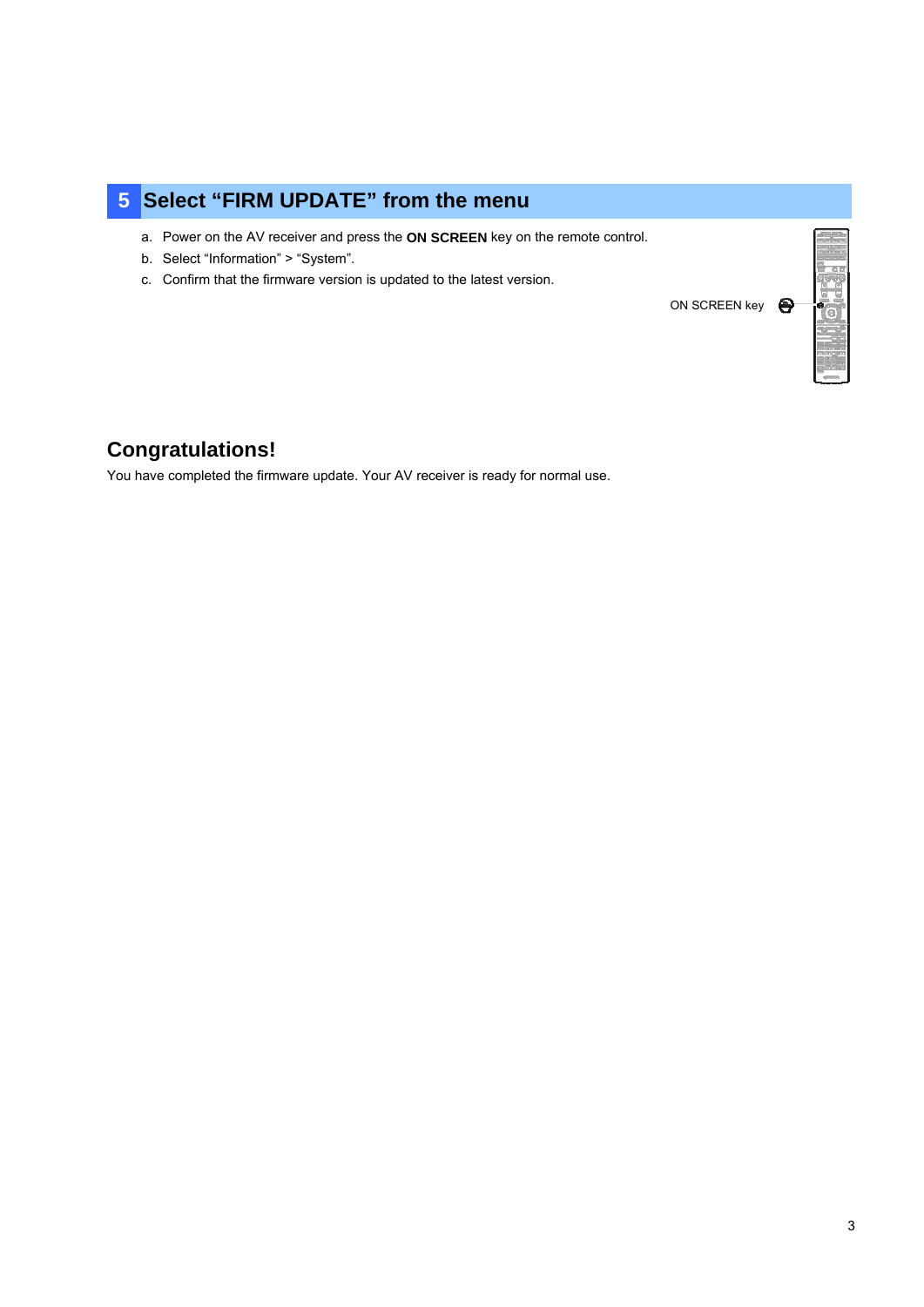## 5 Select “FIRM UPDATE” from the menu

a. Power on the AV receiver and press the **ON SCREEN** key on the remote control.

b. Select “Information” > “System”.

c. Confirm that the firmware version is updated to the latest version.

ON SCREEN key

## Congratulations!

You have completed the firmware update. Your AV receiver is ready for normal use.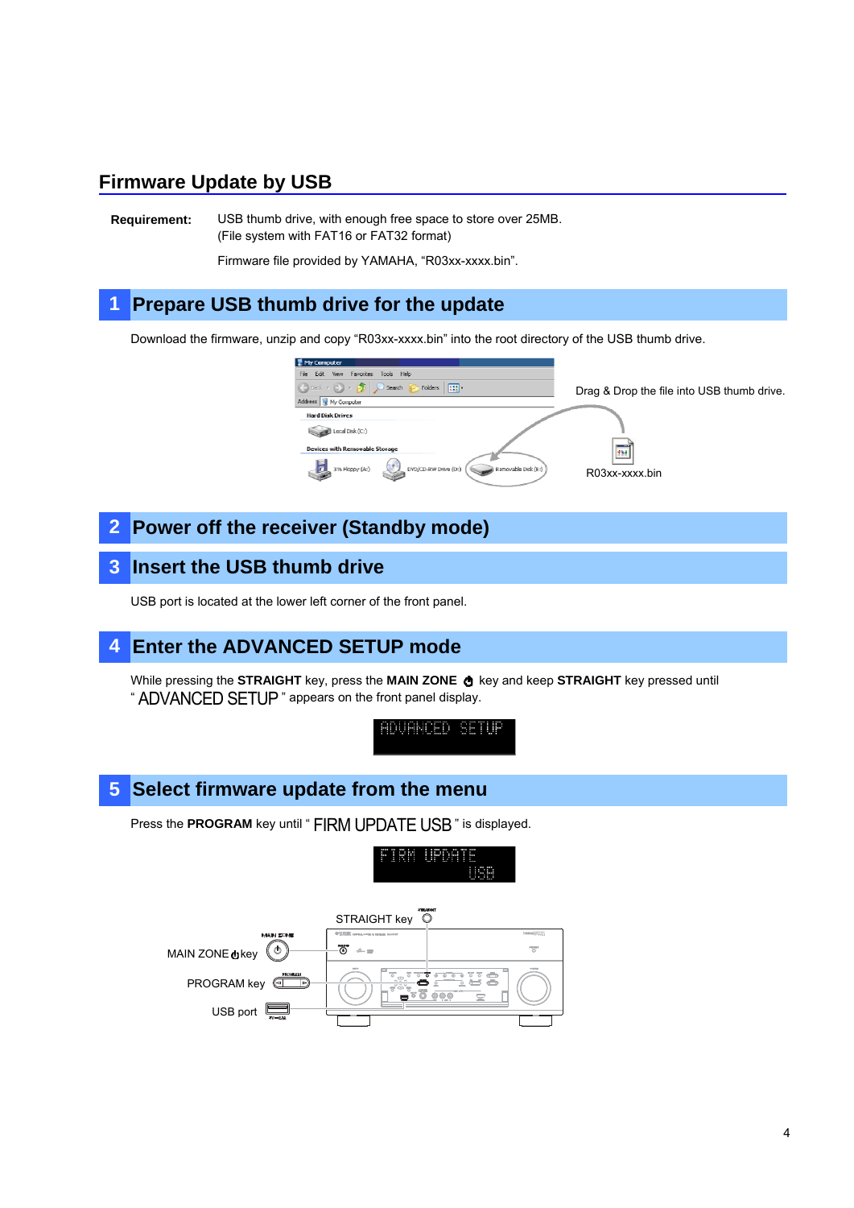## Firmware Update by USB

**Requirement:** USB thumb drive, with enough free space to store over 25MB. (File system with FAT16 or FAT32 format)

Firmware file provided by YAMAHA, "R03xx-xxxx.bin".

### 1 Prepare USB thumb drive for the update

Download the firmware, unzip and copy "R03xx-xxxx.bin" into the root directory of the USB thumb drive.

Drag & Drop the file into USB thumb drive.

R03xx-xxxx.bin

### 2 Power off the receiver (Standby mode)

### 3 Insert the USB thumb drive

USB port is located at the lower left corner of the front panel.

### 4 Enter the ADVANCED SETUP mode

While pressing the **STRAIGHT** key, press the **MAIN ZONE** ⏻ key and keep **STRAIGHT** key pressed until " ADVANCED SETUP " appears on the front panel display.

ADVANCED SETUP

### 5 Select firmware update from the menu

Press the **PROGRAM** key until " FIRM UPDATE USB " is displayed.

FIRM UPDATE USB

STRAIGHT key

MAIN ZONE ⏻ key

PROGRAM key

USB port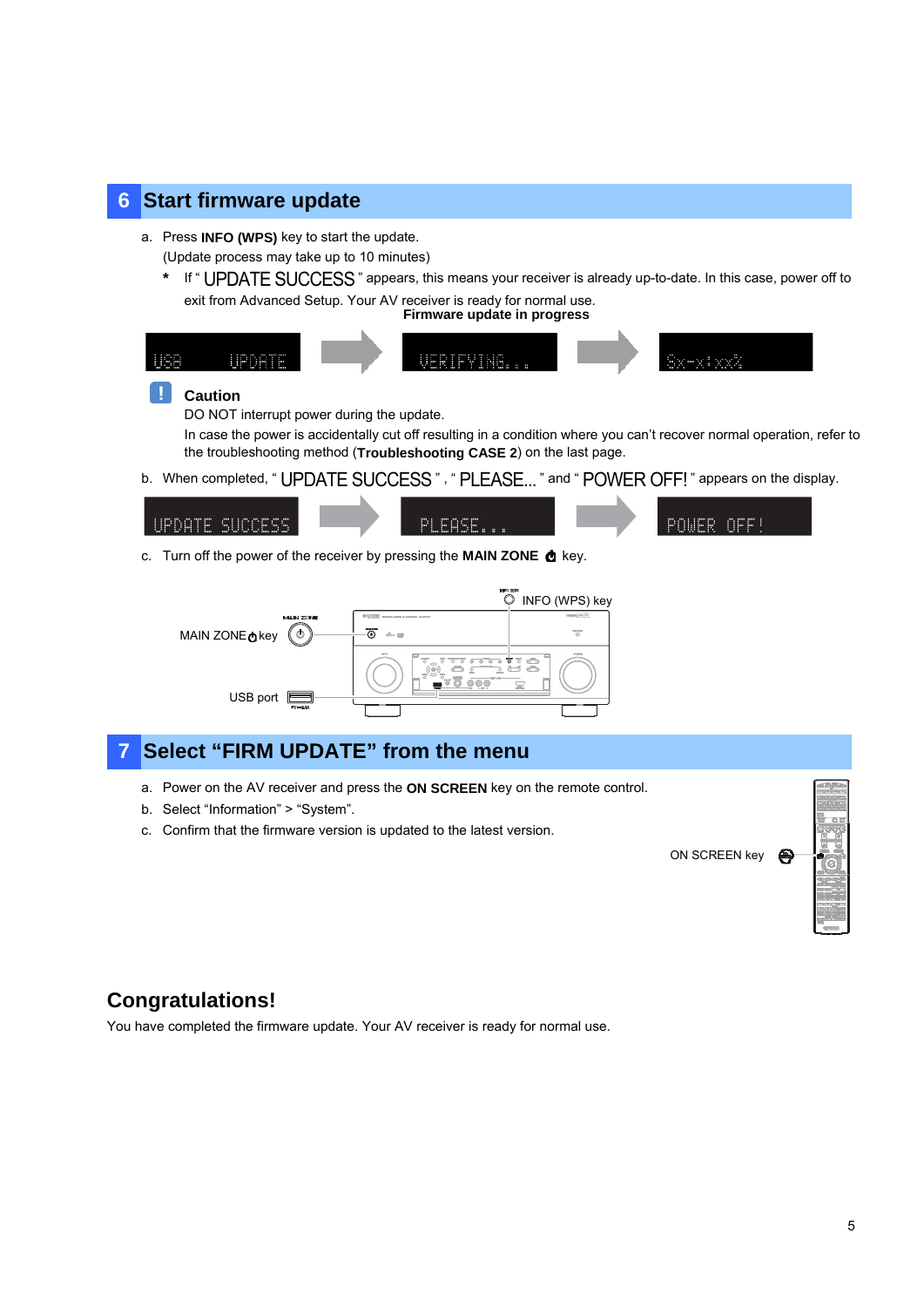## 6 Start firmware update

a. Press **INFO (WPS)** key to start the update.
   (Update process may take up to 10 minutes)

   \* If " UPDATE SUCCESS " appears, this means your receiver is already up-to-date. In this case, power off to exit from Advanced Setup. Your AV receiver is ready for normal use.

**Firmware update in progress**

USB UPDATE → VERIFYING... → Sx-x:xx%

**Caution**

DO NOT interrupt power during the update.

In case the power is accidentally cut off resulting in a condition where you can't recover normal operation, refer to the troubleshooting method (**Troubleshooting CASE 2**) on the last page.

b. When completed, " UPDATE SUCCESS " , " PLEASE... " and " POWER OFF! " appears on the display.

UPDATE SUCCESS → PLEASE... → POWER OFF!

c. Turn off the power of the receiver by pressing the **MAIN ZONE** ⏻ key.

INFO (WPS) key

MAIN ZONE ⏻ key

USB port

## 7 Select "FIRM UPDATE" from the menu

a. Power on the AV receiver and press the **ON SCREEN** key on the remote control.
b. Select "Information" > "System".
c. Confirm that the firmware version is updated to the latest version.

ON SCREEN key

## Congratulations!

You have completed the firmware update. Your AV receiver is ready for normal use.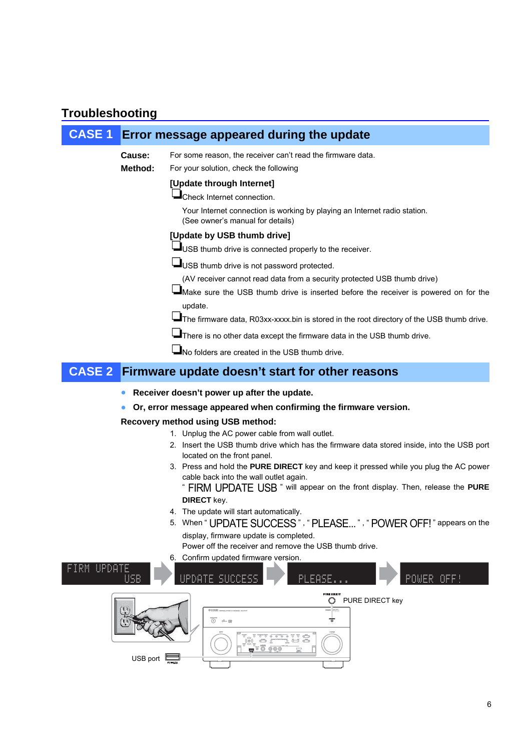## Troubleshooting

### CASE 1 Error message appeared during the update

**Cause:** For some reason, the receiver can't read the firmware data.

**Method:** For your solution, check the following

**[Update through Internet]**

- ❑ Check Internet connection.

  Your Internet connection is working by playing an Internet radio station. (See owner's manual for details)

**[Update by USB thumb drive]**

- ❑ USB thumb drive is connected properly to the receiver.
- ❑ USB thumb drive is not password protected.

  (AV receiver cannot read data from a security protected USB thumb drive)
- ❑ Make sure the USB thumb drive is inserted before the receiver is powered on for the update.
- ❑ The firmware data, R03xx-xxxx.bin is stored in the root directory of the USB thumb drive.
- ❑ There is no other data except the firmware data in the USB thumb drive.
- ❑ No folders are created in the USB thumb drive.

### CASE 2 Firmware update doesn't start for other reasons

- **Receiver doesn't power up after the update.**
- **Or, error message appeared when confirming the firmware version.**

**Recovery method using USB method:**

1. Unplug the AC power cable from wall outlet.
2. Insert the USB thumb drive which has the firmware data stored inside, into the USB port located on the front panel.
3. Press and hold the **PURE DIRECT** key and keep it pressed while you plug the AC power cable back into the wall outlet again.
   " FIRM UPDATE USB " will appear on the front display. Then, release the **PURE DIRECT** key.
4. The update will start automatically.
5. When " UPDATE SUCCESS " , " PLEASE... " , " POWER OFF! " appears on the display, firmware update is completed.
   Power off the receiver and remove the USB thumb drive.
6. Confirm updated firmware version.

FIRM UPDATE USB → UPDATE SUCCESS → PLEASE... → POWER OFF!

PURE DIRECT key

USB port